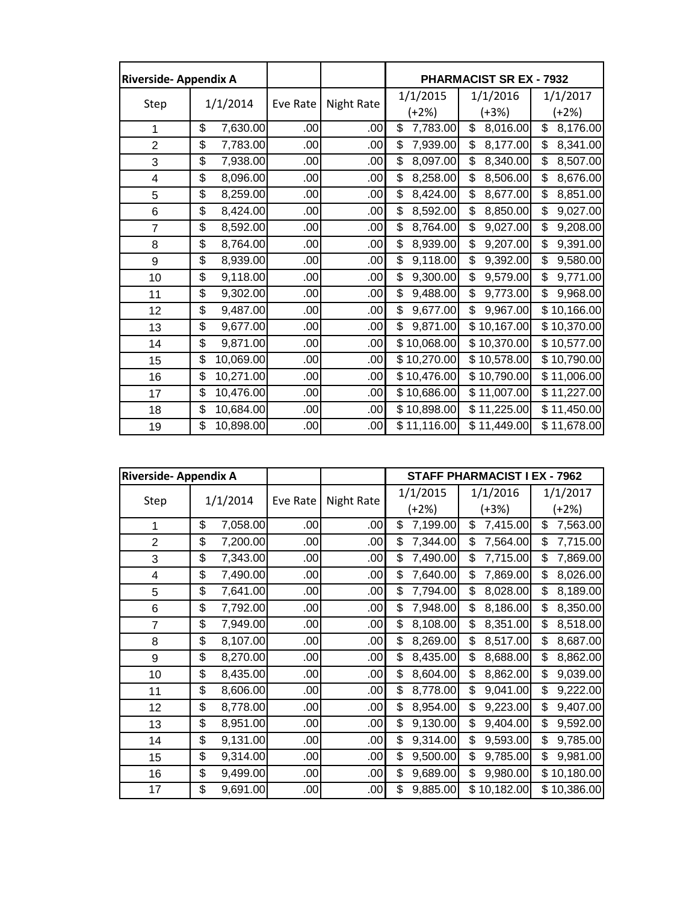| Riverside- Appendix A | | | | PHARMACIST SR EX - 7932 | | |
|---|---|---|---|---|---|---|
| Step | 1/1/2014 | Eve Rate | Night Rate | 1/1/2015 (+2%) | 1/1/2016 (+3%) | 1/1/2017 (+2%) |
| 1 | $ 7,630.00 | .00 | .00 | $ 7,783.00 | $ 8,016.00 | $ 8,176.00 |
| 2 | $ 7,783.00 | .00 | .00 | $ 7,939.00 | $ 8,177.00 | $ 8,341.00 |
| 3 | $ 7,938.00 | .00 | .00 | $ 8,097.00 | $ 8,340.00 | $ 8,507.00 |
| 4 | $ 8,096.00 | .00 | .00 | $ 8,258.00 | $ 8,506.00 | $ 8,676.00 |
| 5 | $ 8,259.00 | .00 | .00 | $ 8,424.00 | $ 8,677.00 | $ 8,851.00 |
| 6 | $ 8,424.00 | .00 | .00 | $ 8,592.00 | $ 8,850.00 | $ 9,027.00 |
| 7 | $ 8,592.00 | .00 | .00 | $ 8,764.00 | $ 9,027.00 | $ 9,208.00 |
| 8 | $ 8,764.00 | .00 | .00 | $ 8,939.00 | $ 9,207.00 | $ 9,391.00 |
| 9 | $ 8,939.00 | .00 | .00 | $ 9,118.00 | $ 9,392.00 | $ 9,580.00 |
| 10 | $ 9,118.00 | .00 | .00 | $ 9,300.00 | $ 9,579.00 | $ 9,771.00 |
| 11 | $ 9,302.00 | .00 | .00 | $ 9,488.00 | $ 9,773.00 | $ 9,968.00 |
| 12 | $ 9,487.00 | .00 | .00 | $ 9,677.00 | $ 9,967.00 | $ 10,166.00 |
| 13 | $ 9,677.00 | .00 | .00 | $ 9,871.00 | $ 10,167.00 | $ 10,370.00 |
| 14 | $ 9,871.00 | .00 | .00 | $ 10,068.00 | $ 10,370.00 | $ 10,577.00 |
| 15 | $ 10,069.00 | .00 | .00 | $ 10,270.00 | $ 10,578.00 | $ 10,790.00 |
| 16 | $ 10,271.00 | .00 | .00 | $ 10,476.00 | $ 10,790.00 | $ 11,006.00 |
| 17 | $ 10,476.00 | .00 | .00 | $ 10,686.00 | $ 11,007.00 | $ 11,227.00 |
| 18 | $ 10,684.00 | .00 | .00 | $ 10,898.00 | $ 11,225.00 | $ 11,450.00 |
| 19 | $ 10,898.00 | .00 | .00 | $ 11,116.00 | $ 11,449.00 | $ 11,678.00 |

| Riverside- Appendix A | | | | STAFF PHARMACIST I EX - 7962 | | |
|---|---|---|---|---|---|---|
| Step | 1/1/2014 | Eve Rate | Night Rate | 1/1/2015 (+2%) | 1/1/2016 (+3%) | 1/1/2017 (+2%) |
| 1 | $ 7,058.00 | .00 | .00 | $ 7,199.00 | $ 7,415.00 | $ 7,563.00 |
| 2 | $ 7,200.00 | .00 | .00 | $ 7,344.00 | $ 7,564.00 | $ 7,715.00 |
| 3 | $ 7,343.00 | .00 | .00 | $ 7,490.00 | $ 7,715.00 | $ 7,869.00 |
| 4 | $ 7,490.00 | .00 | .00 | $ 7,640.00 | $ 7,869.00 | $ 8,026.00 |
| 5 | $ 7,641.00 | .00 | .00 | $ 7,794.00 | $ 8,028.00 | $ 8,189.00 |
| 6 | $ 7,792.00 | .00 | .00 | $ 7,948.00 | $ 8,186.00 | $ 8,350.00 |
| 7 | $ 7,949.00 | .00 | .00 | $ 8,108.00 | $ 8,351.00 | $ 8,518.00 |
| 8 | $ 8,107.00 | .00 | .00 | $ 8,269.00 | $ 8,517.00 | $ 8,687.00 |
| 9 | $ 8,270.00 | .00 | .00 | $ 8,435.00 | $ 8,688.00 | $ 8,862.00 |
| 10 | $ 8,435.00 | .00 | .00 | $ 8,604.00 | $ 8,862.00 | $ 9,039.00 |
| 11 | $ 8,606.00 | .00 | .00 | $ 8,778.00 | $ 9,041.00 | $ 9,222.00 |
| 12 | $ 8,778.00 | .00 | .00 | $ 8,954.00 | $ 9,223.00 | $ 9,407.00 |
| 13 | $ 8,951.00 | .00 | .00 | $ 9,130.00 | $ 9,404.00 | $ 9,592.00 |
| 14 | $ 9,131.00 | .00 | .00 | $ 9,314.00 | $ 9,593.00 | $ 9,785.00 |
| 15 | $ 9,314.00 | .00 | .00 | $ 9,500.00 | $ 9,785.00 | $ 9,981.00 |
| 16 | $ 9,499.00 | .00 | .00 | $ 9,689.00 | $ 9,980.00 | $ 10,180.00 |
| 17 | $ 9,691.00 | .00 | .00 | $ 9,885.00 | $ 10,182.00 | $ 10,386.00 |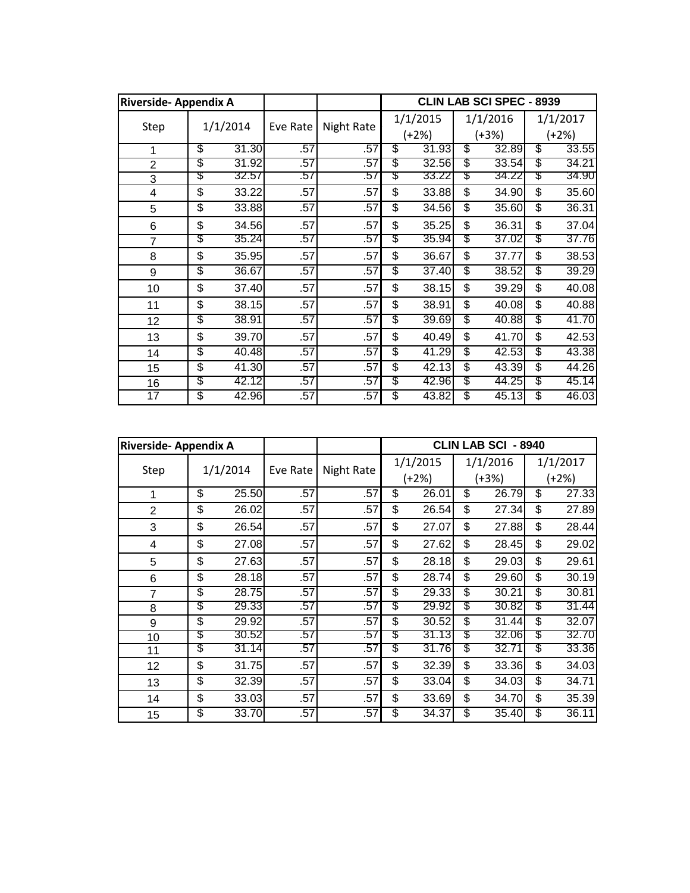| Riverside- Appendix A | | | | CLIN LAB SCI SPEC - 8939 | | |
|---|---|---|---|---|---|---|
| Step | 1/1/2014 | Eve Rate | Night Rate | 1/1/2015 (+2%) | 1/1/2016 (+3%) | 1/1/2017 (+2%) |
| 1 | $ 31.30 | .57 | .57 | $ 31.93 | $ 32.89 | $ 33.55 |
| 2 | $ 31.92 | .57 | .57 | $ 32.56 | $ 33.54 | $ 34.21 |
| 3 | $ 32.57 | .57 | .57 | $ 33.22 | $ 34.22 | $ 34.90 |
| 4 | $ 33.22 | .57 | .57 | $ 33.88 | $ 34.90 | $ 35.60 |
| 5 | $ 33.88 | .57 | .57 | $ 34.56 | $ 35.60 | $ 36.31 |
| 6 | $ 34.56 | .57 | .57 | $ 35.25 | $ 36.31 | $ 37.04 |
| 7 | $ 35.24 | .57 | .57 | $ 35.94 | $ 37.02 | $ 37.76 |
| 8 | $ 35.95 | .57 | .57 | $ 36.67 | $ 37.77 | $ 38.53 |
| 9 | $ 36.67 | .57 | .57 | $ 37.40 | $ 38.52 | $ 39.29 |
| 10 | $ 37.40 | .57 | .57 | $ 38.15 | $ 39.29 | $ 40.08 |
| 11 | $ 38.15 | .57 | .57 | $ 38.91 | $ 40.08 | $ 40.88 |
| 12 | $ 38.91 | .57 | .57 | $ 39.69 | $ 40.88 | $ 41.70 |
| 13 | $ 39.70 | .57 | .57 | $ 40.49 | $ 41.70 | $ 42.53 |
| 14 | $ 40.48 | .57 | .57 | $ 41.29 | $ 42.53 | $ 43.38 |
| 15 | $ 41.30 | .57 | .57 | $ 42.13 | $ 43.39 | $ 44.26 |
| 16 | $ 42.12 | .57 | .57 | $ 42.96 | $ 44.25 | $ 45.14 |
| 17 | $ 42.96 | .57 | .57 | $ 43.82 | $ 45.13 | $ 46.03 |

| Riverside- Appendix A | | | | CLIN LAB SCI - 8940 | | |
|---|---|---|---|---|---|---|
| Step | 1/1/2014 | Eve Rate | Night Rate | 1/1/2015 (+2%) | 1/1/2016 (+3%) | 1/1/2017 (+2%) |
| 1 | $ 25.50 | .57 | .57 | $ 26.01 | $ 26.79 | $ 27.33 |
| 2 | $ 26.02 | .57 | .57 | $ 26.54 | $ 27.34 | $ 27.89 |
| 3 | $ 26.54 | .57 | .57 | $ 27.07 | $ 27.88 | $ 28.44 |
| 4 | $ 27.08 | .57 | .57 | $ 27.62 | $ 28.45 | $ 29.02 |
| 5 | $ 27.63 | .57 | .57 | $ 28.18 | $ 29.03 | $ 29.61 |
| 6 | $ 28.18 | .57 | .57 | $ 28.74 | $ 29.60 | $ 30.19 |
| 7 | $ 28.75 | .57 | .57 | $ 29.33 | $ 30.21 | $ 30.81 |
| 8 | $ 29.33 | .57 | .57 | $ 29.92 | $ 30.82 | $ 31.44 |
| 9 | $ 29.92 | .57 | .57 | $ 30.52 | $ 31.44 | $ 32.07 |
| 10 | $ 30.52 | .57 | .57 | $ 31.13 | $ 32.06 | $ 32.70 |
| 11 | $ 31.14 | .57 | .57 | $ 31.76 | $ 32.71 | $ 33.36 |
| 12 | $ 31.75 | .57 | .57 | $ 32.39 | $ 33.36 | $ 34.03 |
| 13 | $ 32.39 | .57 | .57 | $ 33.04 | $ 34.03 | $ 34.71 |
| 14 | $ 33.03 | .57 | .57 | $ 33.69 | $ 34.70 | $ 35.39 |
| 15 | $ 33.70 | .57 | .57 | $ 34.37 | $ 35.40 | $ 36.11 |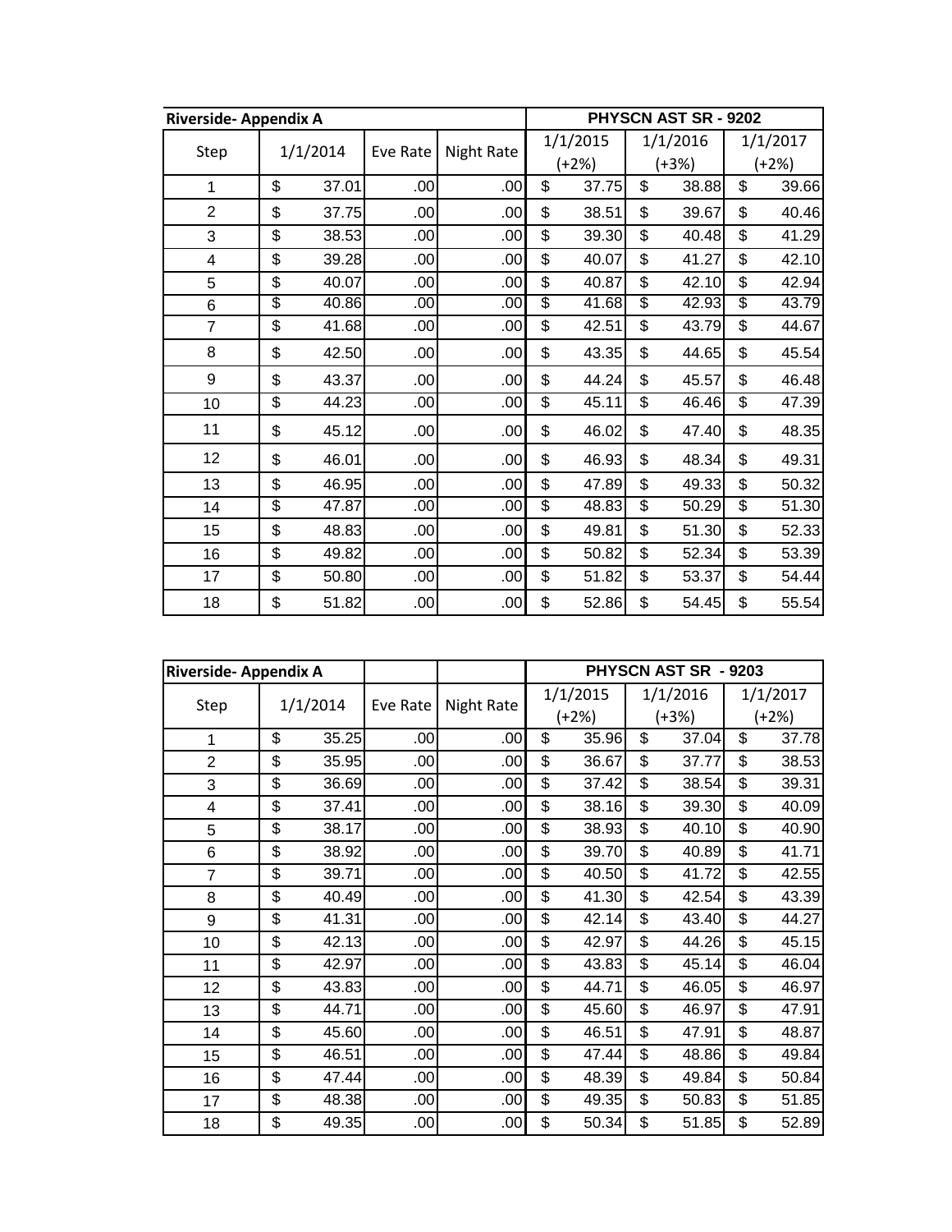| Riverside- Appendix A | | | | PHYSCN AST SR - 9202 | | |
|---|---|---|---|---|---|---|
| Step | 1/1/2014 | Eve Rate | Night Rate | 1/1/2015 (+2%) | 1/1/2016 (+3%) | 1/1/2017 (+2%) |
| 1 | $ 37.01 | .00 | .00 | $ 37.75 | $ 38.88 | $ 39.66 |
| 2 | $ 37.75 | .00 | .00 | $ 38.51 | $ 39.67 | $ 40.46 |
| 3 | $ 38.53 | .00 | .00 | $ 39.30 | $ 40.48 | $ 41.29 |
| 4 | $ 39.28 | .00 | .00 | $ 40.07 | $ 41.27 | $ 42.10 |
| 5 | $ 40.07 | .00 | .00 | $ 40.87 | $ 42.10 | $ 42.94 |
| 6 | $ 40.86 | .00 | .00 | $ 41.68 | $ 42.93 | $ 43.79 |
| 7 | $ 41.68 | .00 | .00 | $ 42.51 | $ 43.79 | $ 44.67 |
| 8 | $ 42.50 | .00 | .00 | $ 43.35 | $ 44.65 | $ 45.54 |
| 9 | $ 43.37 | .00 | .00 | $ 44.24 | $ 45.57 | $ 46.48 |
| 10 | $ 44.23 | .00 | .00 | $ 45.11 | $ 46.46 | $ 47.39 |
| 11 | $ 45.12 | .00 | .00 | $ 46.02 | $ 47.40 | $ 48.35 |
| 12 | $ 46.01 | .00 | .00 | $ 46.93 | $ 48.34 | $ 49.31 |
| 13 | $ 46.95 | .00 | .00 | $ 47.89 | $ 49.33 | $ 50.32 |
| 14 | $ 47.87 | .00 | .00 | $ 48.83 | $ 50.29 | $ 51.30 |
| 15 | $ 48.83 | .00 | .00 | $ 49.81 | $ 51.30 | $ 52.33 |
| 16 | $ 49.82 | .00 | .00 | $ 50.82 | $ 52.34 | $ 53.39 |
| 17 | $ 50.80 | .00 | .00 | $ 51.82 | $ 53.37 | $ 54.44 |
| 18 | $ 51.82 | .00 | .00 | $ 52.86 | $ 54.45 | $ 55.54 |

| Riverside- Appendix A | | | | PHYSCN AST SR - 9203 | | |
|---|---|---|---|---|---|---|
| Step | 1/1/2014 | Eve Rate | Night Rate | 1/1/2015 (+2%) | 1/1/2016 (+3%) | 1/1/2017 (+2%) |
| 1 | $ 35.25 | .00 | .00 | $ 35.96 | $ 37.04 | $ 37.78 |
| 2 | $ 35.95 | .00 | .00 | $ 36.67 | $ 37.77 | $ 38.53 |
| 3 | $ 36.69 | .00 | .00 | $ 37.42 | $ 38.54 | $ 39.31 |
| 4 | $ 37.41 | .00 | .00 | $ 38.16 | $ 39.30 | $ 40.09 |
| 5 | $ 38.17 | .00 | .00 | $ 38.93 | $ 40.10 | $ 40.90 |
| 6 | $ 38.92 | .00 | .00 | $ 39.70 | $ 40.89 | $ 41.71 |
| 7 | $ 39.71 | .00 | .00 | $ 40.50 | $ 41.72 | $ 42.55 |
| 8 | $ 40.49 | .00 | .00 | $ 41.30 | $ 42.54 | $ 43.39 |
| 9 | $ 41.31 | .00 | .00 | $ 42.14 | $ 43.40 | $ 44.27 |
| 10 | $ 42.13 | .00 | .00 | $ 42.97 | $ 44.26 | $ 45.15 |
| 11 | $ 42.97 | .00 | .00 | $ 43.83 | $ 45.14 | $ 46.04 |
| 12 | $ 43.83 | .00 | .00 | $ 44.71 | $ 46.05 | $ 46.97 |
| 13 | $ 44.71 | .00 | .00 | $ 45.60 | $ 46.97 | $ 47.91 |
| 14 | $ 45.60 | .00 | .00 | $ 46.51 | $ 47.91 | $ 48.87 |
| 15 | $ 46.51 | .00 | .00 | $ 47.44 | $ 48.86 | $ 49.84 |
| 16 | $ 47.44 | .00 | .00 | $ 48.39 | $ 49.84 | $ 50.84 |
| 17 | $ 48.38 | .00 | .00 | $ 49.35 | $ 50.83 | $ 51.85 |
| 18 | $ 49.35 | .00 | .00 | $ 50.34 | $ 51.85 | $ 52.89 |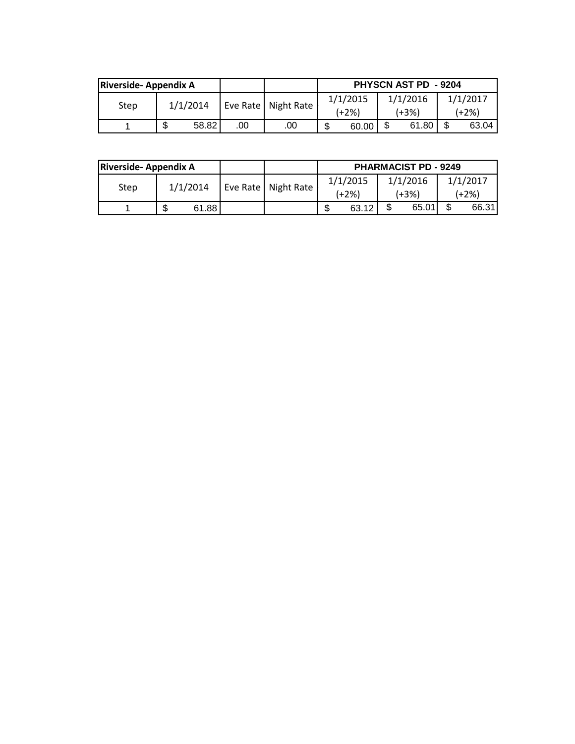| Riverside- Appendix A | | | | PHYSCN AST PD - 9204 | | |
|---|---|---|---|---|---|---|
| Step | 1/1/2014 | Eve Rate | Night Rate | 1/1/2015 (+2%) | 1/1/2016 (+3%) | 1/1/2017 (+2%) |
| 1 | $ 58.82 | .00 | .00 | $ 60.00 | $ 61.80 | $ 63.04 |

| Riverside- Appendix A | | | | PHARMACIST PD - 9249 | | |
|---|---|---|---|---|---|---|
| Step | 1/1/2014 | Eve Rate | Night Rate | 1/1/2015 (+2%) | 1/1/2016 (+3%) | 1/1/2017 (+2%) |
| 1 | $ 61.88 | | | $ 63.12 | $ 65.01 | $ 66.31 |